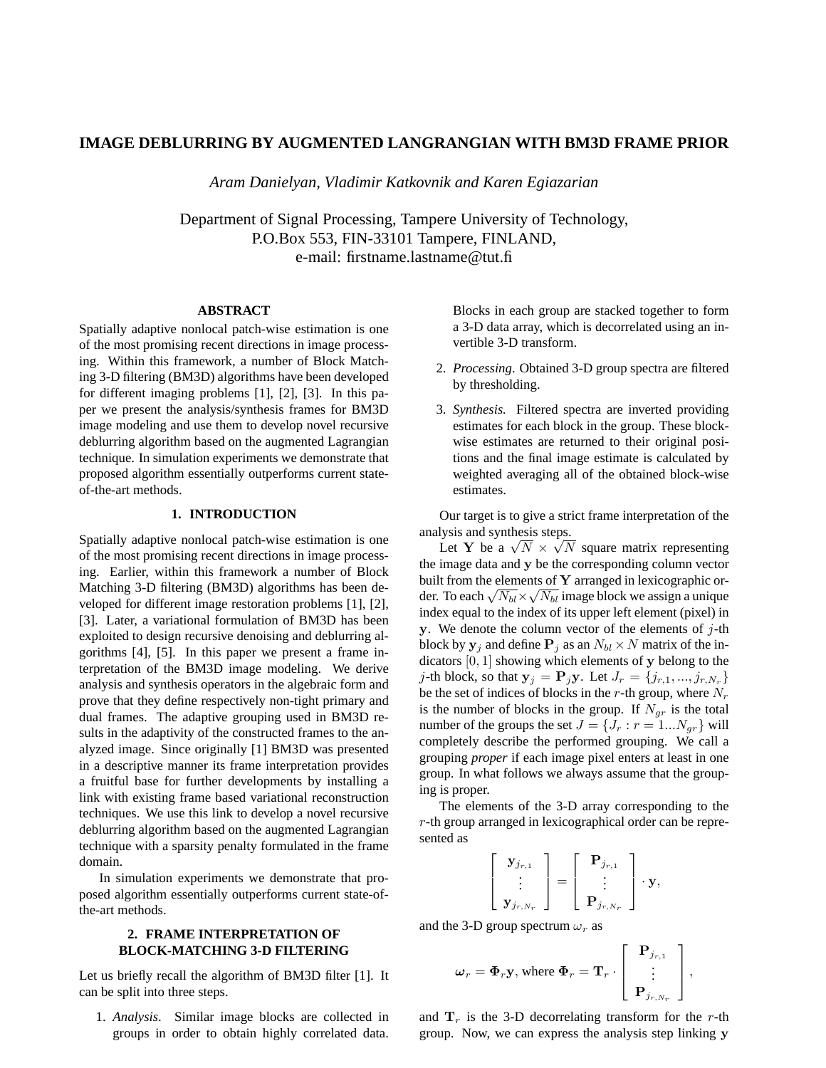# IMAGE DEBLURRING BY AUGMENTED LANGRANGIAN WITH BM3D FRAME PRIOR

*Aram Danielyan, Vladimir Katkovnik and Karen Egiazarian*

Department of Signal Processing, Tampere University of Technology,
P.O.Box 553, FIN-33101 Tampere, FINLAND,
e-mail: firstname.lastname@tut.fi

## ABSTRACT

Spatially adaptive nonlocal patch-wise estimation is one of the most promising recent directions in image processing. Within this framework, a number of Block Matching 3-D filtering (BM3D) algorithms have been developed for different imaging problems [1], [2], [3]. In this paper we present the analysis/synthesis frames for BM3D image modeling and use them to develop novel recursive deblurring algorithm based on the augmented Lagrangian technique. In simulation experiments we demonstrate that proposed algorithm essentially outperforms current state-of-the-art methods.

## 1. INTRODUCTION

Spatially adaptive nonlocal patch-wise estimation is one of the most promising recent directions in image processing. Earlier, within this framework a number of Block Matching 3-D filtering (BM3D) algorithms has been developed for different image restoration problems [1], [2], [3]. Later, a variational formulation of BM3D has been exploited to design recursive denoising and deblurring algorithms [4], [5]. In this paper we present a frame interpretation of the BM3D image modeling. We derive analysis and synthesis operators in the algebraic form and prove that they define respectively non-tight primary and dual frames. The adaptive grouping used in BM3D results in the adaptivity of the constructed frames to the analyzed image. Since originally [1] BM3D was presented in a descriptive manner its frame interpretation provides a fruitful base for further developments by installing a link with existing frame based variational reconstruction techniques. We use this link to develop a novel recursive deblurring algorithm based on the augmented Lagrangian technique with a sparsity penalty formulated in the frame domain.

In simulation experiments we demonstrate that proposed algorithm essentially outperforms current state-of-the-art methods.

## 2. FRAME INTERPRETATION OF BLOCK-MATCHING 3-D FILTERING

Let us briefly recall the algorithm of BM3D filter [1]. It can be split into three steps.

1. *Analysis*. Similar image blocks are collected in groups in order to obtain highly correlated data. Blocks in each group are stacked together to form a 3-D data array, which is decorrelated using an invertible 3-D transform.
2. *Processing*. Obtained 3-D group spectra are filtered by thresholding.
3. *Synthesis.* Filtered spectra are inverted providing estimates for each block in the group. These block-wise estimates are returned to their original positions and the final image estimate is calculated by weighted averaging all of the obtained block-wise estimates.

Our target is to give a strict frame interpretation of the analysis and synthesis steps.

Let $\mathbf{Y}$ be a $\sqrt{N} \times \sqrt{N}$ square matrix representing the image data and $\mathbf{y}$ be the corresponding column vector built from the elements of $\mathbf{Y}$ arranged in lexicographic order. To each $\sqrt{N_{bl}} \times \sqrt{N_{bl}}$ image block we assign a unique index equal to the index of its upper left element (pixel) in $\mathbf{y}$. We denote the column vector of the elements of $j$-th block by $\mathbf{y}_j$ and define $\mathbf{P}_j$ as an $N_{bl} \times N$ matrix of the indicators $[0, 1]$ showing which elements of $\mathbf{y}$ belong to the $j$-th block, so that $\mathbf{y}_j = \mathbf{P}_j\mathbf{y}$. Let $J_r = \{j_{r,1}, ..., j_{r,N_r}\}$ be the set of indices of blocks in the $r$-th group, where $N_r$ is the number of blocks in the group. If $N_{gr}$ is the total number of the groups the set $J = \{J_r : r = 1...N_{gr}\}$ will completely describe the performed grouping. We call a grouping *proper* if each image pixel enters at least in one group. In what follows we always assume that the grouping is proper.

The elements of the 3-D array corresponding to the $r$-th group arranged in lexicographical order can be represented as

$$\begin{bmatrix} \mathbf{y}_{j_{r,1}} \\ \vdots \\ \mathbf{y}_{j_{r,N_r}} \end{bmatrix} = \begin{bmatrix} \mathbf{P}_{j_{r,1}} \\ \vdots \\ \mathbf{P}_{j_{r,N_r}} \end{bmatrix} \cdot \mathbf{y},$$

and the 3-D group spectrum $\omega_r$ as

$$\boldsymbol{\omega}_r = \boldsymbol{\Phi}_r\mathbf{y}, \text{ where } \boldsymbol{\Phi}_r = \mathbf{T}_r \cdot \begin{bmatrix} \mathbf{P}_{j_{r,1}} \\ \vdots \\ \mathbf{P}_{j_{r,N_r}} \end{bmatrix},$$

and $\mathbf{T}_r$ is the 3-D decorrelating transform for the $r$-th group. Now, we can express the analysis step linking $\mathbf{y}$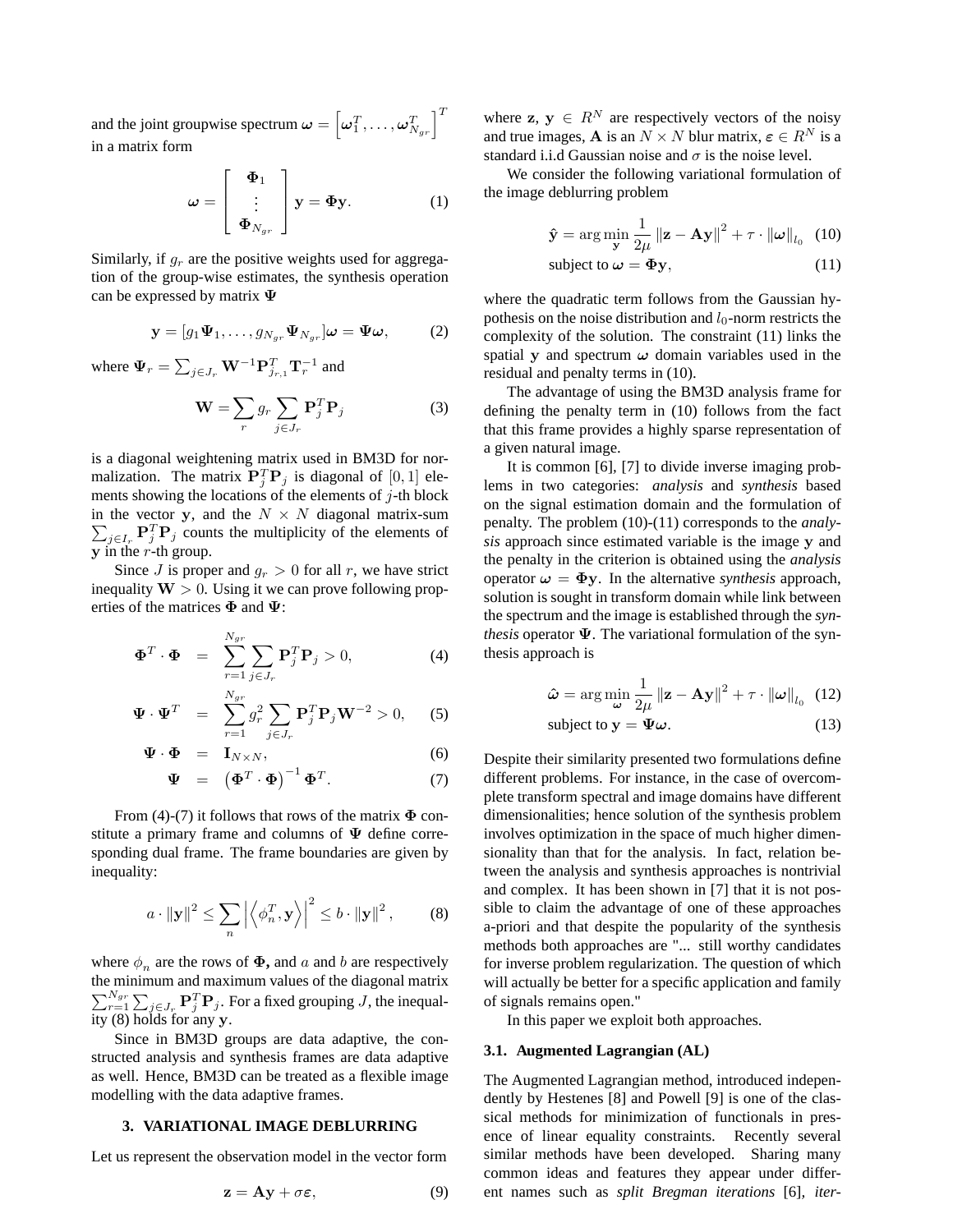and the joint groupwise spectrum $\boldsymbol{\omega} = \left[\boldsymbol{\omega}_1^T, \ldots, \boldsymbol{\omega}_{N_{gr}}^T\right]^T$ in a matrix form

$$\boldsymbol{\omega} = \left[\begin{array}{c} \boldsymbol{\Phi}_1 \\ \vdots \\ \boldsymbol{\Phi}_{N_{gr}} \end{array}\right] \mathbf{y} = \boldsymbol{\Phi}\mathbf{y}. \tag{1}$$

Similarly, if $g_r$ are the positive weights used for aggregation of the group-wise estimates, the synthesis operation can be expressed by matrix $\boldsymbol{\Psi}$

$$\mathbf{y} = [g_1 \boldsymbol{\Psi}_1, \ldots, g_{N_{gr}} \boldsymbol{\Psi}_{N_{gr}}]\boldsymbol{\omega} = \boldsymbol{\Psi}\boldsymbol{\omega}, \tag{2}$$

where $\boldsymbol{\Psi}_r = \sum_{j \in J_r} \mathbf{W}^{-1}\mathbf{P}_{j_{r,1}}^T \mathbf{T}_r^{-1}$ and

$$\mathbf{W} = \sum_r g_r \sum_{j \in J_r} \mathbf{P}_j^T \mathbf{P}_j \tag{3}$$

is a diagonal weightening matrix used in BM3D for normalization. The matrix $\mathbf{P}_j^T \mathbf{P}_j$ is diagonal of $[0, 1]$ elements showing the locations of the elements of $j$-th block in the vector $\mathbf{y}$, and the $N \times N$ diagonal matrix-sum $\sum_{j \in I_r} \mathbf{P}_j^T \mathbf{P}_j$ counts the multiplicity of the elements of $\mathbf{y}$ in the $r$-th group.

Since $J$ is proper and $g_r > 0$ for all $r$, we have strict inequality $\mathbf{W} > 0$. Using it we can prove following properties of the matrices $\boldsymbol{\Phi}$ and $\boldsymbol{\Psi}$:

$$\boldsymbol{\Phi}^T \cdot \boldsymbol{\Phi} = \sum_{r=1}^{N_{gr}} \sum_{j \in J_r} \mathbf{P}_j^T \mathbf{P}_j > 0, \tag{4}$$

$$\boldsymbol{\Psi} \cdot \boldsymbol{\Psi}^T = \sum_{r=1}^{N_{gr}} g_r^2 \sum_{j \in J_r} \mathbf{P}_j^T \mathbf{P}_j \mathbf{W}^{-2} > 0, \tag{5}$$

$$\boldsymbol{\Psi} \cdot \boldsymbol{\Phi} = \mathbf{I}_{N \times N}, \tag{6}$$

$$\boldsymbol{\Psi} = \left(\boldsymbol{\Phi}^T \cdot \boldsymbol{\Phi}\right)^{-1} \boldsymbol{\Phi}^T. \tag{7}$$

From (4)-(7) it follows that rows of the matrix $\boldsymbol{\Phi}$ constitute a primary frame and columns of $\boldsymbol{\Psi}$ define corresponding dual frame. The frame boundaries are given by inequality:

$$a \cdot \|\mathbf{y}\|^2 \leq \sum_n \left|\left\langle \phi_n^T, \mathbf{y} \right\rangle\right|^2 \leq b \cdot \|\mathbf{y}\|^2, \tag{8}$$

where $\phi_n$ are the rows of $\boldsymbol{\Phi}$, and $a$ and $b$ are respectively the minimum and maximum values of the diagonal matrix $\sum_{r=1}^{N_{gr}} \sum_{j \in J_r} \mathbf{P}_j^T \mathbf{P}_j$. For a fixed grouping $J$, the inequality (8) holds for any $\mathbf{y}$.

Since in BM3D groups are data adaptive, the constructed analysis and synthesis frames are data adaptive as well. Hence, BM3D can be treated as a flexible image modelling with the data adaptive frames.

## 3. VARIATIONAL IMAGE DEBLURRING

Let us represent the observation model in the vector form

$$\mathbf{z} = \mathbf{A}\mathbf{y} + \sigma\boldsymbol{\varepsilon}, \tag{9}$$

where $\mathbf{z}$, $\mathbf{y} \in R^N$ are respectively vectors of the noisy and true images, $\mathbf{A}$ is an $N \times N$ blur matrix, $\boldsymbol{\varepsilon} \in R^N$ is a standard i.i.d Gaussian noise and $\sigma$ is the noise level.

We consider the following variational formulation of the image deblurring problem

$$\hat{\mathbf{y}} = \arg\min_{\mathbf{y}} \frac{1}{2\mu} \|\mathbf{z} - \mathbf{A}\mathbf{y}\|^2 + \tau \cdot \|\boldsymbol{\omega}\|_{l_0} \tag{10}$$

$$\text{subject to } \boldsymbol{\omega} = \boldsymbol{\Phi}\mathbf{y}, \tag{11}$$

where the quadratic term follows from the Gaussian hypothesis on the noise distribution and $l_0$-norm restricts the complexity of the solution. The constraint (11) links the spatial $\mathbf{y}$ and spectrum $\boldsymbol{\omega}$ domain variables used in the residual and penalty terms in (10).

The advantage of using the BM3D analysis frame for defining the penalty term in (10) follows from the fact that this frame provides a highly sparse representation of a given natural image.

It is common [6], [7] to divide inverse imaging problems in two categories: *analysis* and *synthesis* based on the signal estimation domain and the formulation of penalty. The problem (10)-(11) corresponds to the *analysis* approach since estimated variable is the image $\mathbf{y}$ and the penalty in the criterion is obtained using the *analysis* operator $\boldsymbol{\omega} = \boldsymbol{\Phi}\mathbf{y}$. In the alternative *synthesis* approach, solution is sought in transform domain while link between the spectrum and the image is established through the *synthesis* operator $\boldsymbol{\Psi}$. The variational formulation of the synthesis approach is

$$\hat{\boldsymbol{\omega}} = \arg\min_{\boldsymbol{\omega}} \frac{1}{2\mu} \|\mathbf{z} - \mathbf{A}\mathbf{y}\|^2 + \tau \cdot \|\boldsymbol{\omega}\|_{l_0} \tag{12}$$

$$\text{subject to } \mathbf{y} = \boldsymbol{\Psi}\boldsymbol{\omega}. \tag{13}$$

Despite their similarity presented two formulations define different problems. For instance, in the case of overcomplete transform spectral and image domains have different dimensionalities; hence solution of the synthesis problem involves optimization in the space of much higher dimensionality than that for the analysis. In fact, relation between the analysis and synthesis approaches is nontrivial and complex. It has been shown in [7] that it is not possible to claim the advantage of one of these approaches a-priori and that despite the popularity of the synthesis methods both approaches are "... still worthy candidates for inverse problem regularization. The question of which will actually be better for a specific application and family of signals remains open."

In this paper we exploit both approaches.

### 3.1. Augmented Lagrangian (AL)

The Augmented Lagrangian method, introduced independently by Hestenes [8] and Powell [9] is one of the classical methods for minimization of functionals in presence of linear equality constraints. Recently several similar methods have been developed. Sharing many common ideas and features they appear under different names such as *split Bregman iterations* [6], *iter-*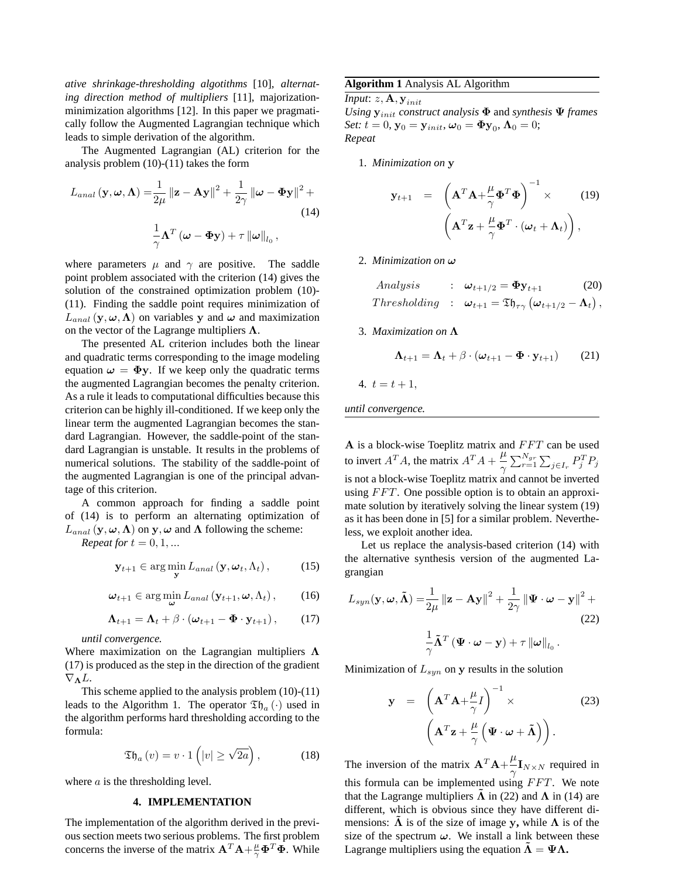*ative shrinkage-thresholding algotithms* [10], *alternating direction method of multipliers* [11], majorization-minimization algorithms [12]. In this paper we pragmatically follow the Augmented Lagrangian technique which leads to simple derivation of the algorithm.

The Augmented Lagrangian (AL) criterion for the analysis problem (10)-(11) takes the form

$$L_{anal}\left(\mathbf{y},\boldsymbol{\omega},\boldsymbol{\Lambda}\right)=\frac{1}{2\mu}\left\|\mathbf{z}-\mathbf{A}\mathbf{y}\right\|^{2}+\frac{1}{2\gamma}\left\|\boldsymbol{\omega}-\boldsymbol{\Phi}\mathbf{y}\right\|^{2}+ \frac{1}{\gamma}\boldsymbol{\Lambda}^{T}\left(\boldsymbol{\omega}-\boldsymbol{\Phi}\mathbf{y}\right)+\tau\left\|\boldsymbol{\omega}\right\|_{l_0}, \tag{14}$$

where parameters $\mu$ and $\gamma$ are positive. The saddle point problem associated with the criterion (14) gives the solution of the constrained optimization problem (10)-(11). Finding the saddle point requires minimization of $L_{anal}\left(\mathbf{y},\boldsymbol{\omega},\boldsymbol{\Lambda}\right)$ on variables $\mathbf{y}$ and $\boldsymbol{\omega}$ and maximization on the vector of the Lagrange multipliers $\boldsymbol{\Lambda}$.

The presented AL criterion includes both the linear and quadratic terms corresponding to the image modeling equation $\boldsymbol{\omega}=\boldsymbol{\Phi}\mathbf{y}$. If we keep only the quadratic terms the augmented Lagrangian becomes the penalty criterion. As a rule it leads to computational difficulties because this criterion can be highly ill-conditioned. If we keep only the linear term the augmented Lagrangian becomes the standard Lagrangian. However, the saddle-point of the standard Lagrangian is unstable. It results in the problems of numerical solutions. The stability of the saddle-point of the augmented Lagrangian is one of the principal advantage of this criterion.

A common approach for finding a saddle point of (14) is to perform an alternating optimization of $L_{anal}\left(\mathbf{y},\boldsymbol{\omega},\boldsymbol{\Lambda}\right)$ on $\mathbf{y},\boldsymbol{\omega}$ and $\boldsymbol{\Lambda}$ following the scheme:

*Repeat for* $t=0,1,...$

$$\mathbf{y}_{t+1}\in\arg\min_{\mathbf{y}}L_{anal}\left(\mathbf{y},\boldsymbol{\omega}_t,\Lambda_t\right), \tag{15}$$

$$\boldsymbol{\omega}_{t+1}\in\arg\min_{\boldsymbol{\omega}}L_{anal}\left(\mathbf{y}_{t+1},\boldsymbol{\omega},\Lambda_t\right), \tag{16}$$

$$\boldsymbol{\Lambda}_{t+1}=\boldsymbol{\Lambda}_t+\beta\cdot\left(\boldsymbol{\omega}_{t+1}-\boldsymbol{\Phi}\cdot\mathbf{y}_{t+1}\right), \tag{17}$$

*until convergence.*

Where maximization on the Lagrangian multipliers $\boldsymbol{\Lambda}$ (17) is produced as the step in the direction of the gradient $\nabla_{\boldsymbol{\Lambda}}L$.

This scheme applied to the analysis problem (10)-(11) leads to the Algorithm 1. The operator $\mathfrak{Th}_a\left(\cdot\right)$ used in the algorithm performs hard thresholding according to the formula:

$$\mathfrak{Th}_a\left(v\right)=v\cdot 1\left(\left|v\right|\geq\sqrt{2a}\right), \tag{18}$$

where $a$ is the thresholding level.

## 4. IMPLEMENTATION

The implementation of the algorithm derived in the previous section meets two serious problems. The first problem concerns the inverse of the matrix $\mathbf{A}^T\mathbf{A}+\frac{\mu}{\gamma}\boldsymbol{\Phi}^T\boldsymbol{\Phi}$. While $\mathbf{A}$ is a block-wise Toeplitz matrix and $FFT$ can be used to invert $A^TA$, the matrix $A^TA+\dfrac{\mu}{\gamma}\sum_{r=1}^{N_{gr}}\sum_{j\in I_r}P_j^TP_j$ is not a block-wise Toeplitz matrix and cannot be inverted using $FFT$. One possible option is to obtain an approximate solution by iteratively solving the linear system (19) as it has been done in [5] for a similar problem. Nevertheless, we exploit another idea.

---

**Algorithm 1** Analysis AL Algorithm

*Input*: $z,\mathbf{A},\mathbf{y}_{init}$
*Using* $\mathbf{y}_{init}$ *construct analysis* $\boldsymbol{\Phi}$ and *synthesis* $\boldsymbol{\Psi}$ *frames*
*Set:* $t=0$, $\mathbf{y}_0=\mathbf{y}_{init}$, $\boldsymbol{\omega}_0=\boldsymbol{\Phi}\mathbf{y}_0$, $\boldsymbol{\Lambda}_0=0$;
*Repeat*

1. *Minimization on* $\mathbf{y}$

$$\mathbf{y}_{t+1}=\left(\mathbf{A}^T\mathbf{A}+\frac{\mu}{\gamma}\boldsymbol{\Phi}^T\boldsymbol{\Phi}\right)^{-1}\times \left(\mathbf{A}^T\mathbf{z}+\frac{\mu}{\gamma}\boldsymbol{\Phi}^T\cdot\left(\boldsymbol{\omega}_t+\boldsymbol{\Lambda}_t\right)\right), \tag{19}$$

2. *Minimization on* $\boldsymbol{\omega}$

$$\begin{aligned} Analysis &: \quad \boldsymbol{\omega}_{t+1/2}=\boldsymbol{\Phi}\mathbf{y}_{t+1} \\ Thresholding &: \quad \boldsymbol{\omega}_{t+1}=\mathfrak{Th}_{\tau\gamma}\left(\boldsymbol{\omega}_{t+1/2}-\boldsymbol{\Lambda}_t\right), \end{aligned} \tag{20}$$

3. *Maximization on* $\boldsymbol{\Lambda}$

$$\boldsymbol{\Lambda}_{t+1}=\boldsymbol{\Lambda}_t+\beta\cdot\left(\boldsymbol{\omega}_{t+1}-\boldsymbol{\Phi}\cdot\mathbf{y}_{t+1}\right) \tag{21}$$

4. $t=t+1$,

*until convergence.*

---

Let us replace the analysis-based criterion (14) with the alternative synthesis version of the augmented Lagrangian

$$L_{syn}(\mathbf{y},\boldsymbol{\omega},\tilde{\boldsymbol{\Lambda}})=\frac{1}{2\mu}\left\|\mathbf{z}-\mathbf{A}\mathbf{y}\right\|^{2}+\frac{1}{2\gamma}\left\|\boldsymbol{\Psi}\cdot\boldsymbol{\omega}-\mathbf{y}\right\|^{2}+ \frac{1}{\gamma}\tilde{\boldsymbol{\Lambda}}^{T}\left(\boldsymbol{\Psi}\cdot\boldsymbol{\omega}-\mathbf{y}\right)+\tau\left\|\boldsymbol{\omega}\right\|_{l_0}. \tag{22}$$

Minimization of $L_{syn}$ on $\mathbf{y}$ results in the solution

$$\mathbf{y}=\left(\mathbf{A}^T\mathbf{A}+\frac{\mu}{\gamma}I\right)^{-1}\times \left(\mathbf{A}^T\mathbf{z}+\frac{\mu}{\gamma}\left(\boldsymbol{\Psi}\cdot\boldsymbol{\omega}+\tilde{\boldsymbol{\Lambda}}\right)\right). \tag{23}$$

The inversion of the matrix $\mathbf{A}^T\mathbf{A}+\dfrac{\mu}{\gamma}\mathbf{I}_{N\times N}$ required in this formula can be implemented using $FFT$. We note that the Lagrange multipliers $\tilde{\boldsymbol{\Lambda}}$ in (22) and $\boldsymbol{\Lambda}$ in (14) are different, which is obvious since they have different dimensions: $\tilde{\boldsymbol{\Lambda}}$ is of the size of image $\mathbf{y}$, while $\boldsymbol{\Lambda}$ is of the size of the spectrum $\boldsymbol{\omega}$. We install a link between these Lagrange multipliers using the equation $\tilde{\boldsymbol{\Lambda}}=\boldsymbol{\Psi}\boldsymbol{\Lambda}$.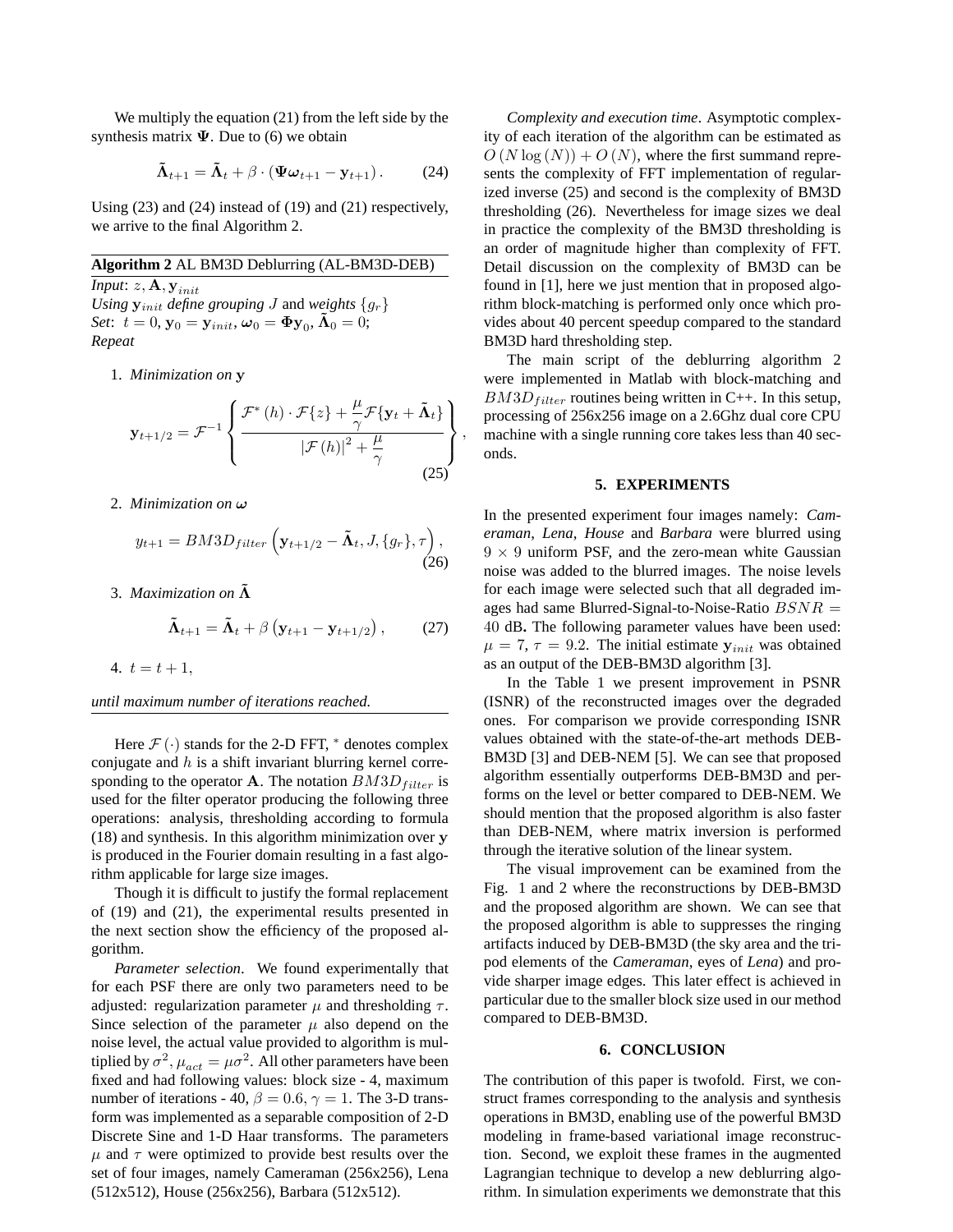We multiply the equation (21) from the left side by the synthesis matrix $\mathbf{\Psi}$. Due to (6) we obtain

$$\tilde{\mathbf{\Lambda}}_{t+1} = \tilde{\mathbf{\Lambda}}_t + \beta \cdot (\mathbf{\Psi}\boldsymbol{\omega}_{t+1} - \mathbf{y}_{t+1}). \tag{24}$$

Using (23) and (24) instead of (19) and (21) respectively, we arrive to the final Algorithm 2.

---

**Algorithm 2** AL BM3D Deblurring (AL-BM3D-DEB)

*Input*: $z, \mathbf{A}, \mathbf{y}_{init}$
*Using* $\mathbf{y}_{init}$ *define grouping* $J$ and *weights* $\{g_r\}$
*Set*: $t = 0, \mathbf{y}_0 = \mathbf{y}_{init}, \boldsymbol{\omega}_0 = \mathbf{\Phi}\mathbf{y}_0, \tilde{\mathbf{\Lambda}}_0 = 0;$
*Repeat*

1. *Minimization on* $\mathbf{y}$

$$\mathbf{y}_{t+1/2} = \mathcal{F}^{-1}\left\{\frac{\mathcal{F}^*(h)\cdot\mathcal{F}\{z\} + \dfrac{\mu}{\gamma}\mathcal{F}\{\mathbf{y}_t + \tilde{\mathbf{\Lambda}}_t\}}{|\mathcal{F}(h)|^2 + \dfrac{\mu}{\gamma}}\right\}, \tag{25}$$

2. *Minimization on* $\boldsymbol{\omega}$

$$y_{t+1} = BM3D_{filter}\left(\mathbf{y}_{t+1/2} - \tilde{\mathbf{\Lambda}}_t, J, \{g_r\}, \tau\right), \tag{26}$$

3. *Maximization on* $\tilde{\mathbf{\Lambda}}$

$$\tilde{\mathbf{\Lambda}}_{t+1} = \tilde{\mathbf{\Lambda}}_t + \beta\left(\mathbf{y}_{t+1} - \mathbf{y}_{t+1/2}\right), \tag{27}$$

4. $t = t + 1,$

*until maximum number of iterations reached.*

---

Here $\mathcal{F}(\cdot)$ stands for the 2-D FFT, $^*$ denotes complex conjugate and $h$ is a shift invariant blurring kernel corresponding to the operator $\mathbf{A}$. The notation $BM3D_{filter}$ is used for the filter operator producing the following three operations: analysis, thresholding according to formula (18) and synthesis. In this algorithm minimization over $\mathbf{y}$ is produced in the Fourier domain resulting in a fast algorithm applicable for large size images.

Though it is difficult to justify the formal replacement of (19) and (21), the experimental results presented in the next section show the efficiency of the proposed algorithm.

*Parameter selection*. We found experimentally that for each PSF there are only two parameters need to be adjusted: regularization parameter $\mu$ and thresholding $\tau$. Since selection of the parameter $\mu$ also depend on the noise level, the actual value provided to algorithm is multiplied by $\sigma^2$, $\mu_{act} = \mu\sigma^2$. All other parameters have been fixed and had following values: block size - 4, maximum number of iterations - 40, $\beta = 0.6$, $\gamma = 1$. The 3-D transform was implemented as a separable composition of 2-D Discrete Sine and 1-D Haar transforms. The parameters $\mu$ and $\tau$ were optimized to provide best results over the set of four images, namely Cameraman (256x256), Lena (512x512), House (256x256), Barbara (512x512).

*Complexity and execution time*. Asymptotic complexity of each iteration of the algorithm can be estimated as $O(N\log(N)) + O(N)$, where the first summand represents the complexity of FFT implementation of regularized inverse (25) and second is the complexity of BM3D thresholding (26). Nevertheless for image sizes we deal in practice the complexity of the BM3D thresholding is an order of magnitude higher than complexity of FFT. Detail discussion on the complexity of BM3D can be found in [1], here we just mention that in proposed algorithm block-matching is performed only once which provides about 40 percent speedup compared to the standard BM3D hard thresholding step.

The main script of the deblurring algorithm 2 were implemented in Matlab with block-matching and $BM3D_{filter}$ routines being written in C++. In this setup, processing of 256x256 image on a 2.6Ghz dual core CPU machine with a single running core takes less than 40 seconds.

## 5. EXPERIMENTS

In the presented experiment four images namely: *Cameraman*, *Lena*, *House* and *Barbara* were blurred using $9 \times 9$ uniform PSF, and the zero-mean white Gaussian noise was added to the blurred images. The noise levels for each image were selected such that all degraded images had same Blurred-Signal-to-Noise-Ratio $BSNR = 40$ dB**.** The following parameter values have been used: $\mu = 7$, $\tau = 9.2$. The initial estimate $\mathbf{y}_{init}$ was obtained as an output of the DEB-BM3D algorithm [3].

In the Table 1 we present improvement in PSNR (ISNR) of the reconstructed images over the degraded ones. For comparison we provide corresponding ISNR values obtained with the state-of-the-art methods DEB-BM3D [3] and DEB-NEM [5]. We can see that proposed algorithm essentially outperforms DEB-BM3D and performs on the level or better compared to DEB-NEM. We should mention that the proposed algorithm is also faster than DEB-NEM, where matrix inversion is performed through the iterative solution of the linear system.

The visual improvement can be examined from the Fig. 1 and 2 where the reconstructions by DEB-BM3D and the proposed algorithm are shown. We can see that the proposed algorithm is able to suppresses the ringing artifacts induced by DEB-BM3D (the sky area and the tripod elements of the *Cameraman*, eyes of *Lena*) and provide sharper image edges. This later effect is achieved in particular due to the smaller block size used in our method compared to DEB-BM3D.

## 6. CONCLUSION

The contribution of this paper is twofold. First, we construct frames corresponding to the analysis and synthesis operations in BM3D, enabling use of the powerful BM3D modeling in frame-based variational image reconstruction. Second, we exploit these frames in the augmented Lagrangian technique to develop a new deblurring algorithm. In simulation experiments we demonstrate that this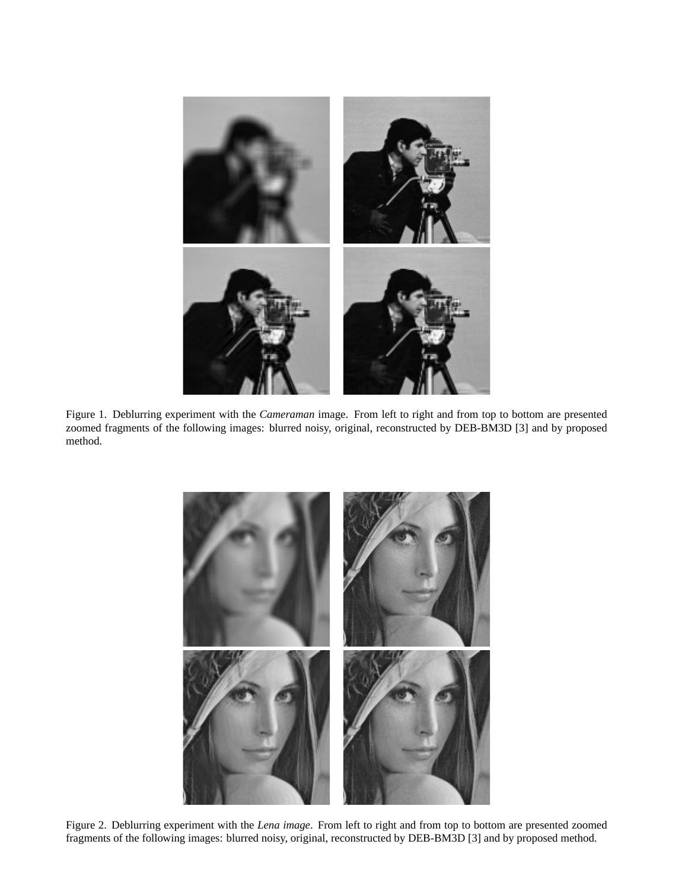Figure 1. Deblurring experiment with the *Cameraman* image. From left to right and from top to bottom are presented zoomed fragments of the following images: blurred noisy, original, reconstructed by DEB-BM3D [3] and by proposed method.

Figure 2. Deblurring experiment with the *Lena image*. From left to right and from top to bottom are presented zoomed fragments of the following images: blurred noisy, original, reconstructed by DEB-BM3D [3] and by proposed method.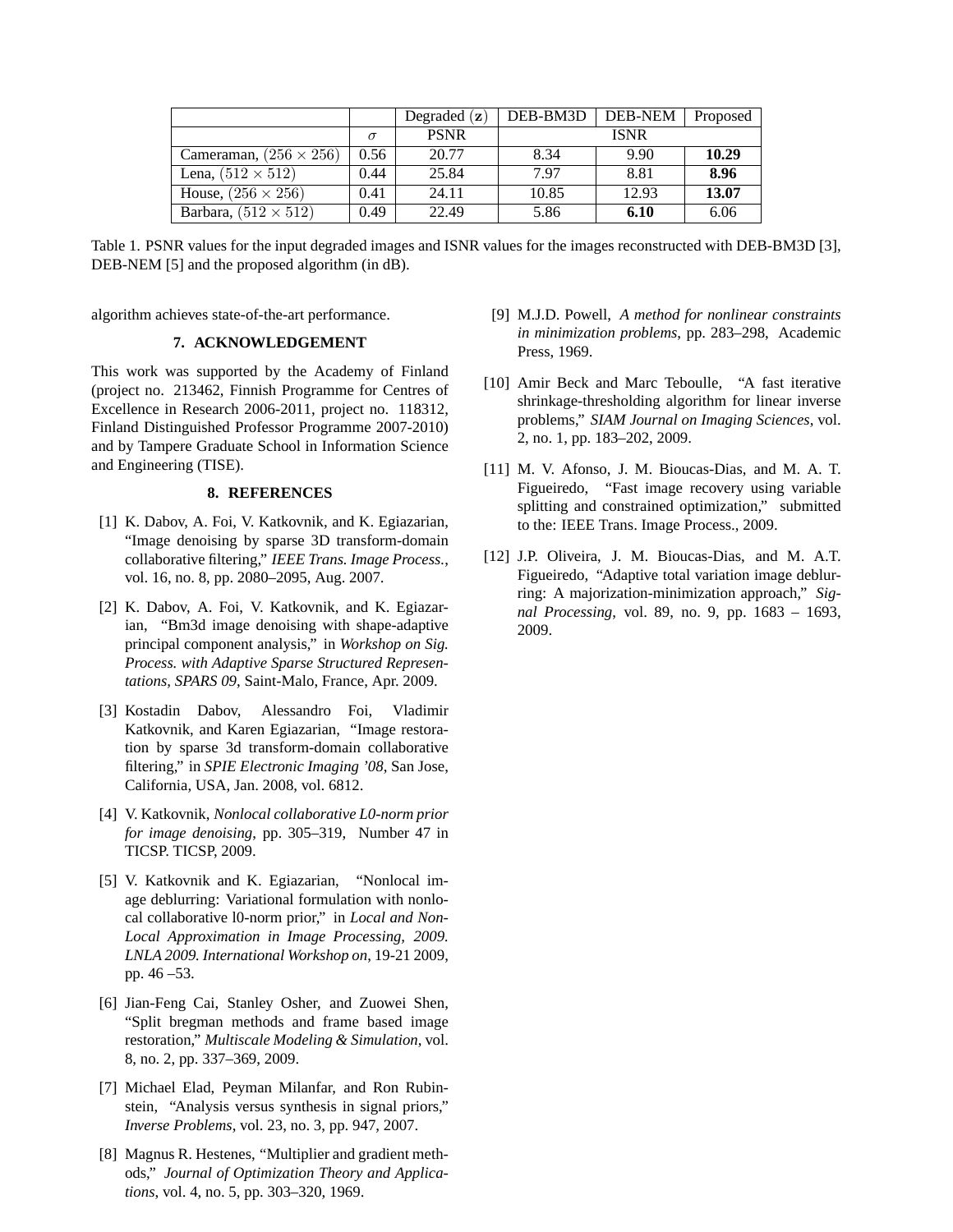| | | Degraded ($\mathbf{z}$) | DEB-BM3D | DEB-NEM | Proposed |
|---|---|---|---|---|---|
| | $\sigma$ | PSNR | ISNR | | |
| Cameraman, $(256 \times 256)$ | 0.56 | 20.77 | 8.34 | 9.90 | **10.29** |
| Lena, $(512 \times 512)$ | 0.44 | 25.84 | 7.97 | 8.81 | **8.96** |
| House, $(256 \times 256)$ | 0.41 | 24.11 | 10.85 | 12.93 | **13.07** |
| Barbara, $(512 \times 512)$ | 0.49 | 22.49 | 5.86 | **6.10** | 6.06 |

Table 1. PSNR values for the input degraded images and ISNR values for the images reconstructed with DEB-BM3D [3], DEB-NEM [5] and the proposed algorithm (in dB).

algorithm achieves state-of-the-art performance.

## 7. ACKNOWLEDGEMENT

This work was supported by the Academy of Finland (project no. 213462, Finnish Programme for Centres of Excellence in Research 2006-2011, project no. 118312, Finland Distinguished Professor Programme 2007-2010) and by Tampere Graduate School in Information Science and Engineering (TISE).

## 8. REFERENCES

[1] K. Dabov, A. Foi, V. Katkovnik, and K. Egiazarian, "Image denoising by sparse 3D transform-domain collaborative filtering," *IEEE Trans. Image Process.*, vol. 16, no. 8, pp. 2080–2095, Aug. 2007.

[2] K. Dabov, A. Foi, V. Katkovnik, and K. Egiazarian, "Bm3d image denoising with shape-adaptive principal component analysis," in *Workshop on Sig. Process. with Adaptive Sparse Structured Representations, SPARS 09*, Saint-Malo, France, Apr. 2009.

[3] Kostadin Dabov, Alessandro Foi, Vladimir Katkovnik, and Karen Egiazarian, "Image restoration by sparse 3d transform-domain collaborative filtering," in *SPIE Electronic Imaging '08*, San Jose, California, USA, Jan. 2008, vol. 6812.

[4] V. Katkovnik, *Nonlocal collaborative L0-norm prior for image denoising*, pp. 305–319, Number 47 in TICSP. TICSP, 2009.

[5] V. Katkovnik and K. Egiazarian, "Nonlocal image deblurring: Variational formulation with nonlocal collaborative l0-norm prior," in *Local and Non-Local Approximation in Image Processing, 2009. LNLA 2009. International Workshop on*, 19-21 2009, pp. 46 –53.

[6] Jian-Feng Cai, Stanley Osher, and Zuowei Shen, "Split bregman methods and frame based image restoration," *Multiscale Modeling & Simulation*, vol. 8, no. 2, pp. 337–369, 2009.

[7] Michael Elad, Peyman Milanfar, and Ron Rubinstein, "Analysis versus synthesis in signal priors," *Inverse Problems*, vol. 23, no. 3, pp. 947, 2007.

[8] Magnus R. Hestenes, "Multiplier and gradient methods," *Journal of Optimization Theory and Applications*, vol. 4, no. 5, pp. 303–320, 1969.

[9] M.J.D. Powell, *A method for nonlinear constraints in minimization problems*, pp. 283–298, Academic Press, 1969.

[10] Amir Beck and Marc Teboulle, "A fast iterative shrinkage-thresholding algorithm for linear inverse problems," *SIAM Journal on Imaging Sciences*, vol. 2, no. 1, pp. 183–202, 2009.

[11] M. V. Afonso, J. M. Bioucas-Dias, and M. A. T. Figueiredo, "Fast image recovery using variable splitting and constrained optimization," submitted to the: IEEE Trans. Image Process., 2009.

[12] J.P. Oliveira, J. M. Bioucas-Dias, and M. A.T. Figueiredo, "Adaptive total variation image deblurring: A majorization-minimization approach," *Signal Processing*, vol. 89, no. 9, pp. 1683 – 1693, 2009.